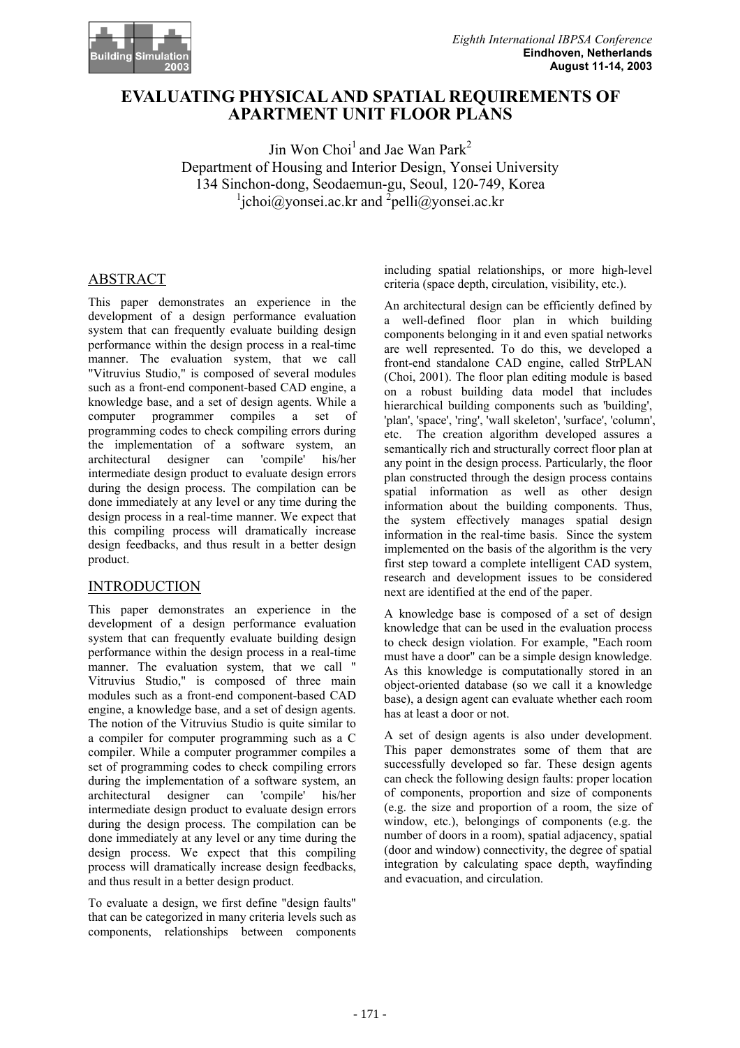# EVALUATING PHYSICAL AND SPATIAL REQUIREMENTS OF APARTMENT UNIT FLOOR PLANS

Jin Won Choi[1] and Jae Wan Park[2]
Department of Housing and Interior Design, Yonsei University
134 Sinchon-dong, Seodaemun-gu, Seoul, 120-749, Korea
[1]jchoi@yonsei.ac.kr and [2]pelli@yonsei.ac.kr

## ABSTRACT

This paper demonstrates an experience in the development of a design performance evaluation system that can frequently evaluate building design performance within the design process in a real-time manner. The evaluation system, that we call "Vitruvius Studio," is composed of several modules such as a front-end component-based CAD engine, a knowledge base, and a set of design agents. While a computer programmer compiles a set of programming codes to check compiling errors during the implementation of a software system, an architectural designer can 'compile' his/her intermediate design product to evaluate design errors during the design process. The compilation can be done immediately at any level or any time during the design process in a real-time manner. We expect that this compiling process will dramatically increase design feedbacks, and thus result in a better design product.

## INTRODUCTION

This paper demonstrates an experience in the development of a design performance evaluation system that can frequently evaluate building design performance within the design process in a real-time manner. The evaluation system, that we call " Vitruvius Studio," is composed of three main modules such as a front-end component-based CAD engine, a knowledge base, and a set of design agents. The notion of the Vitruvius Studio is quite similar to a compiler for computer programming such as a C compiler. While a computer programmer compiles a set of programming codes to check compiling errors during the implementation of a software system, an architectural designer can 'compile' his/her intermediate design product to evaluate design errors during the design process. The compilation can be done immediately at any level or any time during the design process. We expect that this compiling process will dramatically increase design feedbacks, and thus result in a better design product.

To evaluate a design, we first define "design faults" that can be categorized in many criteria levels such as components, relationships between components including spatial relationships, or more high-level criteria (space depth, circulation, visibility, etc.).

An architectural design can be efficiently defined by a well-defined floor plan in which building components belonging in it and even spatial networks are well represented. To do this, we developed a front-end standalone CAD engine, called StrPLAN (Choi, 2001). The floor plan editing module is based on a robust building data model that includes hierarchical building components such as 'building', 'plan', 'space', 'ring', 'wall skeleton', 'surface', 'column', etc. The creation algorithm developed assures a semantically rich and structurally correct floor plan at any point in the design process. Particularly, the floor plan constructed through the design process contains spatial information as well as other design information about the building components. Thus, the system effectively manages spatial design information in the real-time basis. Since the system implemented on the basis of the algorithm is the very first step toward a complete intelligent CAD system, research and development issues to be considered next are identified at the end of the paper.

A knowledge base is composed of a set of design knowledge that can be used in the evaluation process to check design violation. For example, "Each room must have a door" can be a simple design knowledge. As this knowledge is computationally stored in an object-oriented database (so we call it a knowledge base), a design agent can evaluate whether each room has at least a door or not.

A set of design agents is also under development. This paper demonstrates some of them that are successfully developed so far. These design agents can check the following design faults: proper location of components, proportion and size of components (e.g. the size and proportion of a room, the size of window, etc.), belongings of components (e.g. the number of doors in a room), spatial adjacency, spatial (door and window) connectivity, the degree of spatial integration by calculating space depth, wayfinding and evacuation, and circulation.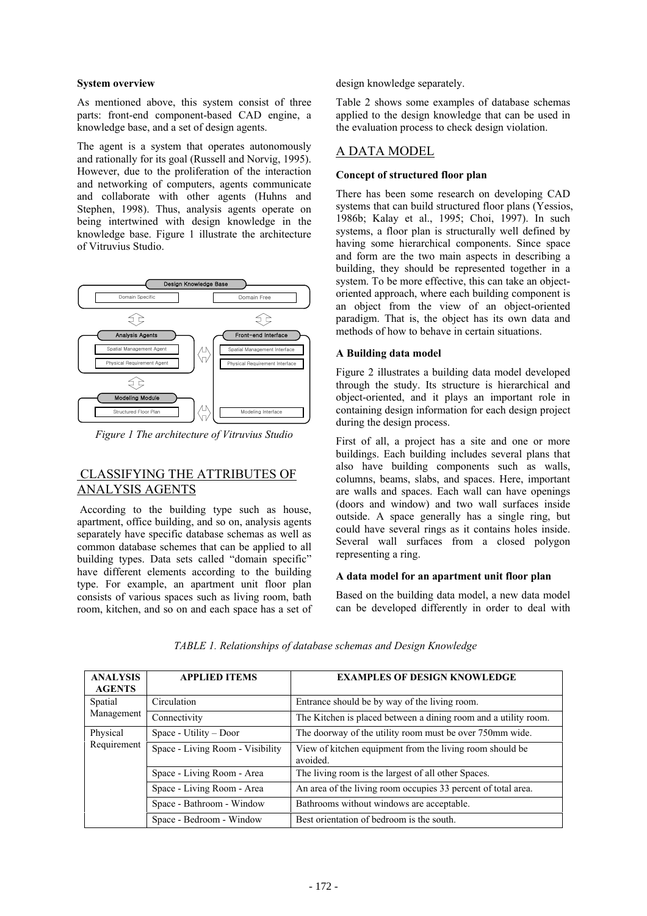### System overview

As mentioned above, this system consist of three parts: front-end component-based CAD engine, a knowledge base, and a set of design agents.

The agent is a system that operates autonomously and rationally for its goal (Russell and Norvig, 1995). However, due to the proliferation of the interaction and networking of computers, agents communicate and collaborate with other agents (Huhns and Stephen, 1998). Thus, analysis agents operate on being intertwined with design knowledge in the knowledge base. Figure 1 illustrate the architecture of Vitruvius Studio.

*Figure 1 The architecture of Vitruvius Studio*

## CLASSIFYING THE ATTRIBUTES OF ANALYSIS AGENTS

According to the building type such as house, apartment, office building, and so on, analysis agents separately have specific database schemas as well as common database schemes that can be applied to all building types. Data sets called "domain specific" have different elements according to the building type. For example, an apartment unit floor plan consists of various spaces such as living room, bath room, kitchen, and so on and each space has a set of design knowledge separately.

Table 2 shows some examples of database schemas applied to the design knowledge that can be used in the evaluation process to check design violation.

## A DATA MODEL

### Concept of structured floor plan

There has been some research on developing CAD systems that can build structured floor plans (Yessios, 1986b; Kalay et al., 1995; Choi, 1997). In such systems, a floor plan is structurally well defined by having some hierarchical components. Since space and form are the two main aspects in describing a building, they should be represented together in a system. To be more effective, this can take an object-oriented approach, where each building component is an object from the view of an object-oriented paradigm. That is, the object has its own data and methods of how to behave in certain situations.

### A Building data model

Figure 2 illustrates a building data model developed through the study. Its structure is hierarchical and object-oriented, and it plays an important role in containing design information for each design project during the design process.

First of all, a project has a site and one or more buildings. Each building includes several plans that also have building components such as walls, columns, beams, slabs, and spaces. Here, important are walls and spaces. Each wall can have openings (doors and window) and two wall surfaces inside outside. A space generally has a single ring, but could have several rings as it contains holes inside. Several wall surfaces from a closed polygon representing a ring.

### A data model for an apartment unit floor plan

Based on the building data model, a new data model can be developed differently in order to deal with

*TABLE 1. Relationships of database schemas and Design Knowledge*

| ANALYSIS AGENTS | APPLIED ITEMS | EXAMPLES OF DESIGN KNOWLEDGE |
|---|---|---|
| Spatial Management | Circulation | Entrance should be by way of the living room. |
| | Connectivity | The Kitchen is placed between a dining room and a utility room. |
| Physical Requirement | Space - Utility – Door | The doorway of the utility room must be over 750mm wide. |
| | Space - Living Room - Visibility | View of kitchen equipment from the living room should be avoided. |
| | Space - Living Room - Area | The living room is the largest of all other Spaces. |
| | Space - Living Room - Area | An area of the living room occupies 33 percent of total area. |
| | Space - Bathroom - Window | Bathrooms without windows are acceptable. |
| | Space - Bedroom - Window | Best orientation of bedroom is the south. |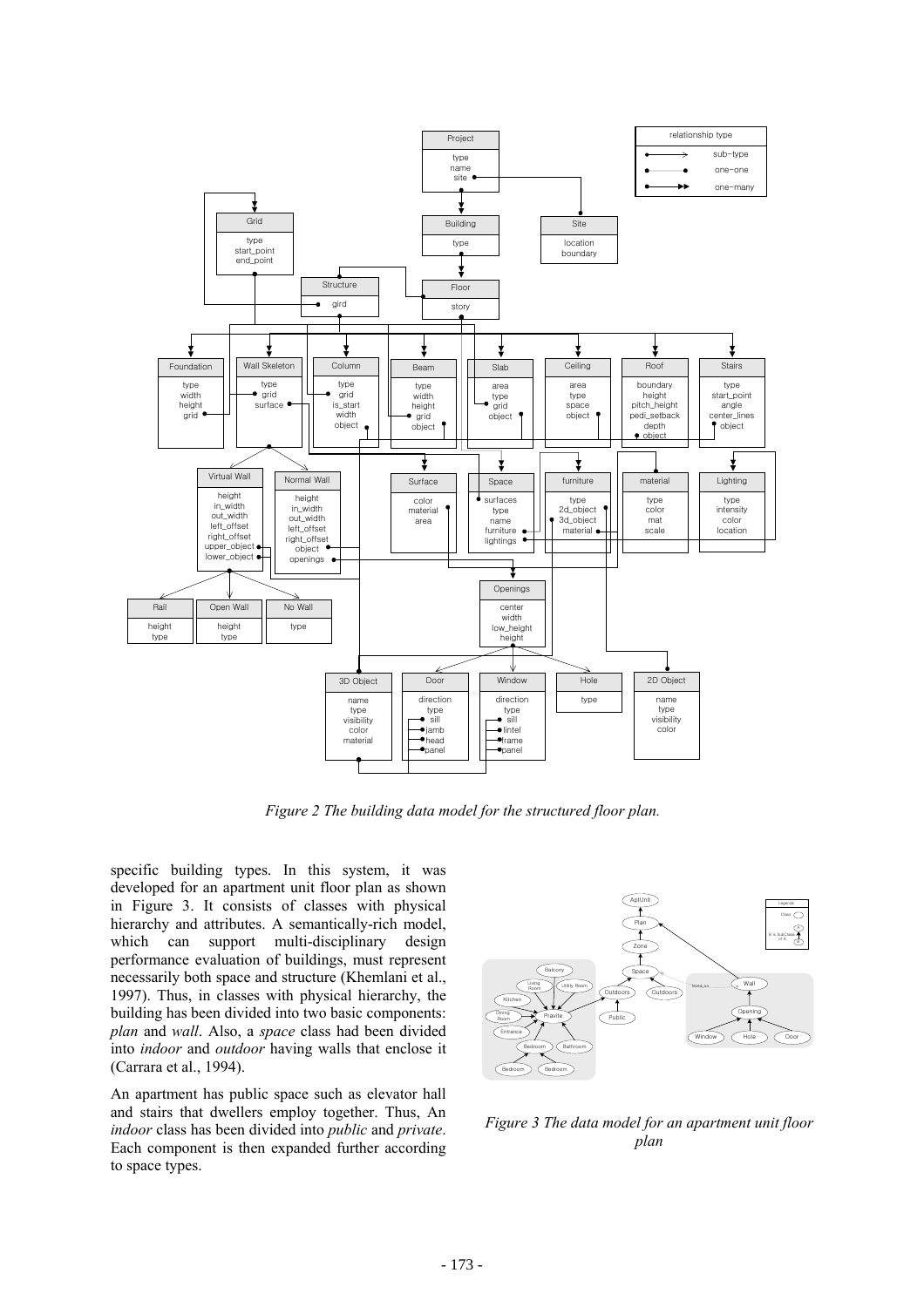*Figure 2 The building data model for the structured floor plan.*

specific building types. In this system, it was developed for an apartment unit floor plan as shown in Figure 3. It consists of classes with physical hierarchy and attributes. A semantically-rich model, which can support multi-disciplinary design performance evaluation of buildings, must represent necessarily both space and structure (Khemlani et al., 1997). Thus, in classes with physical hierarchy, the building has been divided into two basic components: *plan* and *wall*. Also, a *space* class had been divided into *indoor* and *outdoor* having walls that enclose it (Carrara et al., 1994).

An apartment has public space such as elevator hall and stairs that dwellers employ together. Thus, An *indoor* class has been divided into *public* and *private*. Each component is then expanded further according to space types.

*Figure 3 The data model for an apartment unit floor plan*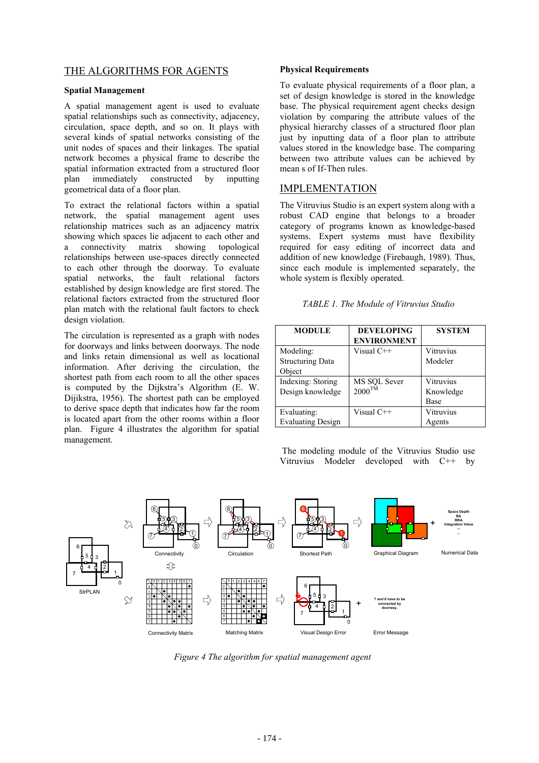## THE ALGORITHMS FOR AGENTS

### Spatial Management

A spatial management agent is used to evaluate spatial relationships such as connectivity, adjacency, circulation, space depth, and so on. It plays with several kinds of spatial networks consisting of the unit nodes of spaces and their linkages. The spatial network becomes a physical frame to describe the spatial information extracted from a structured floor plan immediately constructed by inputting geometrical data of a floor plan.

To extract the relational factors within a spatial network, the spatial management agent uses relationship matrices such as an adjacency matrix showing which spaces lie adjacent to each other and a connectivity matrix showing topological relationships between use-spaces directly connected to each other through the doorway. To evaluate spatial networks, the fault relational factors established by design knowledge are first stored. The relational factors extracted from the structured floor plan match with the relational fault factors to check design violation.

The circulation is represented as a graph with nodes for doorways and links between doorways. The node and links retain dimensional as well as locational information. After deriving the circulation, the shortest path from each room to all the other spaces is computed by the Dijkstra's Algorithm (E. W. Dijikstra, 1956). The shortest path can be employed to derive space depth that indicates how far the room is located apart from the other rooms within a floor plan. Figure 4 illustrates the algorithm for spatial management.

### Physical Requirements

To evaluate physical requirements of a floor plan, a set of design knowledge is stored in the knowledge base. The physical requirement agent checks design violation by comparing the attribute values of the physical hierarchy classes of a structured floor plan just by inputting data of a floor plan to attribute values stored in the knowledge base. The comparing between two attribute values can be achieved by mean s of If-Then rules.

## IMPLEMENTATION

The Vitruvius Studio is an expert system along with a robust CAD engine that belongs to a broader category of programs known as knowledge-based systems. Expert systems must have flexibility required for easy editing of incorrect data and addition of new knowledge (Firebaugh, 1989). Thus, since each module is implemented separately, the whole system is flexibly operated.

*TABLE 1. The Module of Vitruvius Studio*

| MODULE | DEVELOPING ENVIRONMENT | SYSTEM |
|---|---|---|
| Modeling: Structuring Data Object | Visual C++ | Vitruvius Modeler |
| Indexing: Storing Design knowledge | MS SQL Sever 2000™ | Vitruvius Knowledge Base |
| Evaluating: Evaluating Design | Visual C++ | Vitruvius Agents |

The modeling module of the Vitruvius Studio use Vitruvius Modeler developed with C++ by

*Figure 4 The algorithm for spatial management agent*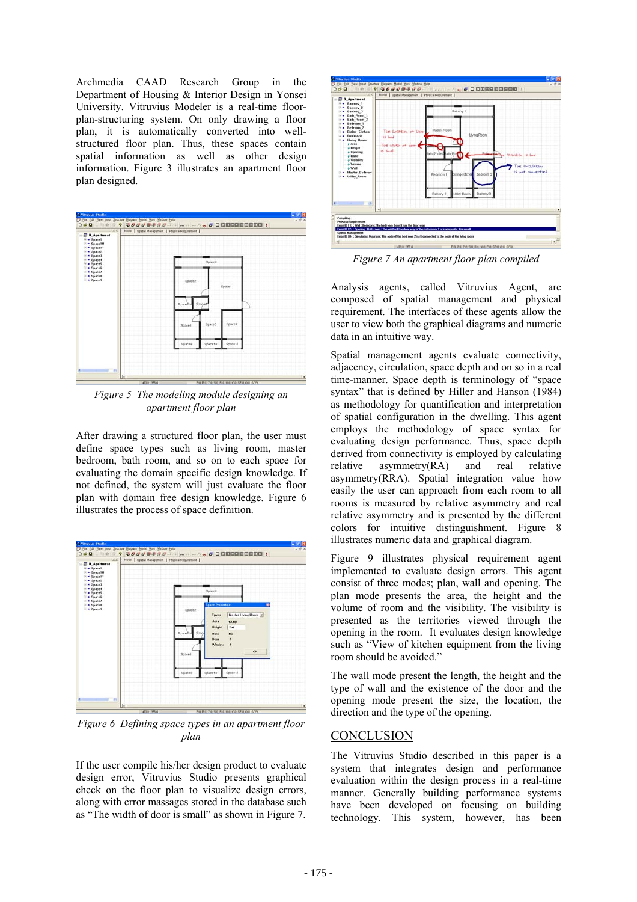Archmedia CAAD Research Group in the Department of Housing & Interior Design in Yonsei University. Vitruvius Modeler is a real-time floor-plan-structuring system. On only drawing a floor plan, it is automatically converted into well-structured floor plan. Thus, these spaces contain spatial information as well as other design information. Figure 3 illustrates an apartment floor plan designed.

*Figure 5 The modeling module designing an apartment floor plan*

After drawing a structured floor plan, the user must define space types such as living room, master bedroom, bath room, and so on to each space for evaluating the domain specific design knowledge. If not defined, the system will just evaluate the floor plan with domain free design knowledge. Figure 6 illustrates the process of space definition.

*Figure 6 Defining space types in an apartment floor plan*

If the user compile his/her design product to evaluate design error, Vitruvius Studio presents graphical check on the floor plan to visualize design errors, along with error massages stored in the database such as "The width of door is small" as shown in Figure 7.

*Figure 7 An apartment floor plan compiled*

Analysis agents, called Vitruvius Agent, are composed of spatial management and physical requirement. The interfaces of these agents allow the user to view both the graphical diagrams and numeric data in an intuitive way.

Spatial management agents evaluate connectivity, adjacency, circulation, space depth and on so in a real time-manner. Space depth is terminology of "space syntax" that is defined by Hiller and Hanson (1984) as methodology for quantification and interpretation of spatial configuration in the dwelling. This agent employs the methodology of space syntax for evaluating design performance. Thus, space depth derived from connectivity is employed by calculating relative asymmetry(RA) and real relative asymmetry(RRA). Spatial integration value how easily the user can approach from each room to all rooms is measured by relative asymmetry and real relative asymmetry and is presented by the different colors for intuitive distinguishment. Figure 8 illustrates numeric data and graphical diagram.

Figure 9 illustrates physical requirement agent implemented to evaluate design errors. This agent consist of three modes; plan, wall and opening. The plan mode presents the area, the height and the volume of room and the visibility. The visibility is presented as the territories viewed through the opening in the room. It evaluates design knowledge such as "View of kitchen equipment from the living room should be avoided."

The wall mode present the length, the height and the type of wall and the existence of the door and the opening mode present the size, the location, the direction and the type of the opening.

## CONCLUSION

The Vitruvius Studio described in this paper is a system that integrates design and performance evaluation within the design process in a real-time manner. Generally building performance systems have been developed on focusing on building technology. This system, however, has been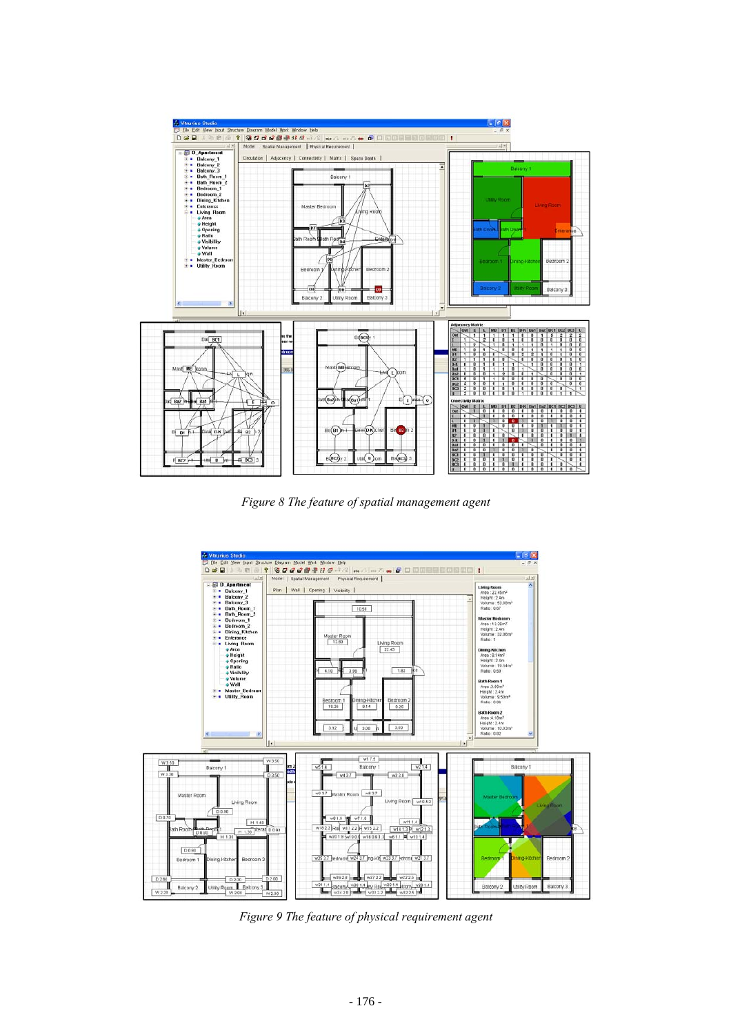*Figure 8 The feature of spatial management agent*

*Figure 9 The feature of physical requirement agent*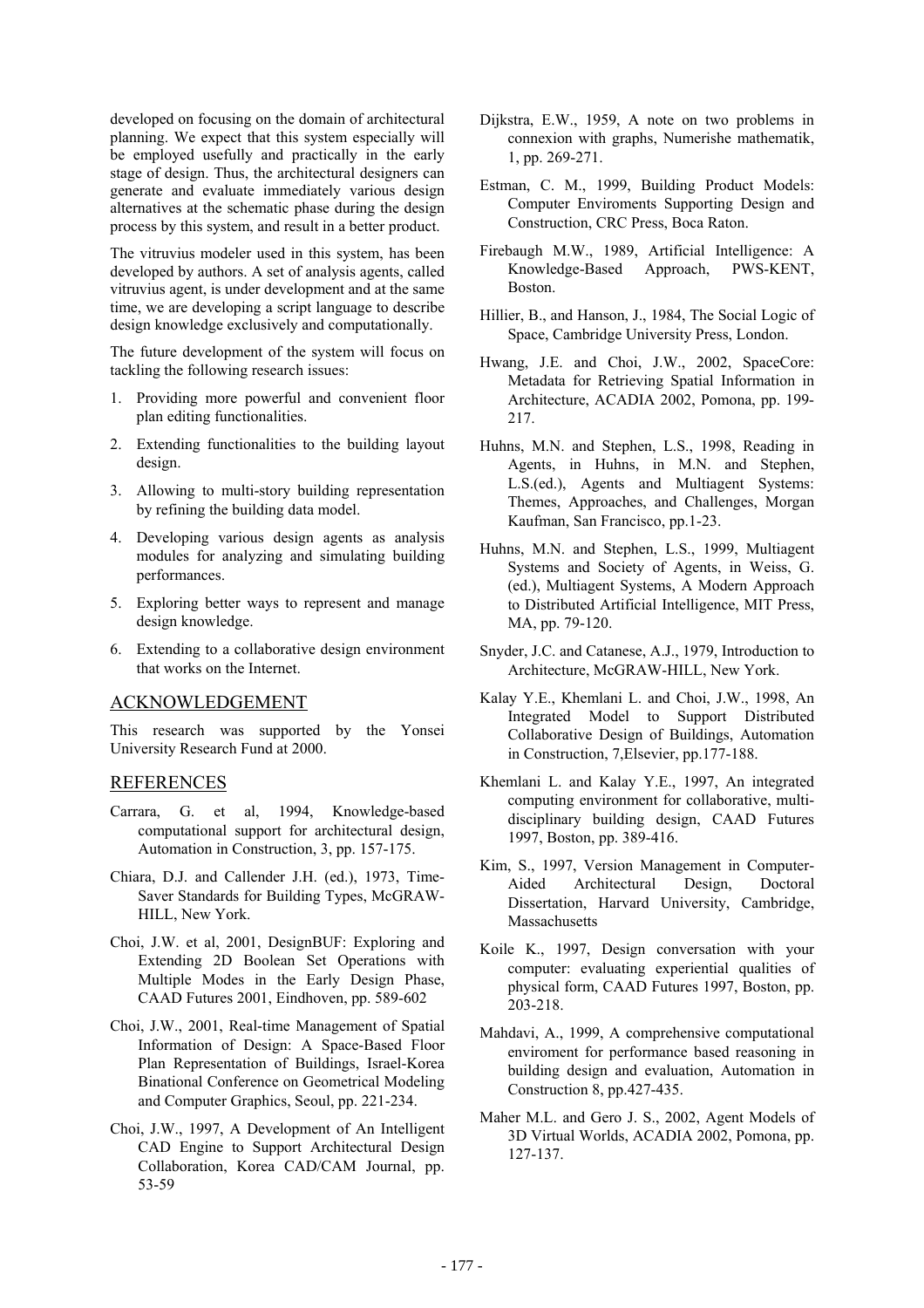developed on focusing on the domain of architectural planning. We expect that this system especially will be employed usefully and practically in the early stage of design. Thus, the architectural designers can generate and evaluate immediately various design alternatives at the schematic phase during the design process by this system, and result in a better product.

The vitruvius modeler used in this system, has been developed by authors. A set of analysis agents, called vitruvius agent, is under development and at the same time, we are developing a script language to describe design knowledge exclusively and computationally.

The future development of the system will focus on tackling the following research issues:

1. Providing more powerful and convenient floor plan editing functionalities.
2. Extending functionalities to the building layout design.
3. Allowing to multi-story building representation by refining the building data model.
4. Developing various design agents as analysis modules for analyzing and simulating building performances.
5. Exploring better ways to represent and manage design knowledge.
6. Extending to a collaborative design environment that works on the Internet.

## ACKNOWLEDGEMENT

This research was supported by the Yonsei University Research Fund at 2000.

## REFERENCES

Carrara, G. et al, 1994, Knowledge-based computational support for architectural design, Automation in Construction, 3, pp. 157-175.

Chiara, D.J. and Callender J.H. (ed.), 1973, Time-Saver Standards for Building Types, McGRAW-HILL, New York.

Choi, J.W. et al, 2001, DesignBUF: Exploring and Extending 2D Boolean Set Operations with Multiple Modes in the Early Design Phase, CAAD Futures 2001, Eindhoven, pp. 589-602

Choi, J.W., 2001, Real-time Management of Spatial Information of Design: A Space-Based Floor Plan Representation of Buildings, Israel-Korea Binational Conference on Geometrical Modeling and Computer Graphics, Seoul, pp. 221-234.

Choi, J.W., 1997, A Development of An Intelligent CAD Engine to Support Architectural Design Collaboration, Korea CAD/CAM Journal, pp. 53-59

Dijkstra, E.W., 1959, A note on two problems in connexion with graphs, Numerishe mathematik, 1, pp. 269-271.

Estman, C. M., 1999, Building Product Models: Computer Enviroments Supporting Design and Construction, CRC Press, Boca Raton.

Firebaugh M.W., 1989, Artificial Intelligence: A Knowledge-Based Approach, PWS-KENT, Boston.

Hillier, B., and Hanson, J., 1984, The Social Logic of Space, Cambridge University Press, London.

Hwang, J.E. and Choi, J.W., 2002, SpaceCore: Metadata for Retrieving Spatial Information in Architecture, ACADIA 2002, Pomona, pp. 199-217.

Huhns, M.N. and Stephen, L.S., 1998, Reading in Agents, in Huhns, in M.N. and Stephen, L.S.(ed.), Agents and Multiagent Systems: Themes, Approaches, and Challenges, Morgan Kaufman, San Francisco, pp.1-23.

Huhns, M.N. and Stephen, L.S., 1999, Multiagent Systems and Society of Agents, in Weiss, G. (ed.), Multiagent Systems, A Modern Approach to Distributed Artificial Intelligence, MIT Press, MA, pp. 79-120.

Snyder, J.C. and Catanese, A.J., 1979, Introduction to Architecture, McGRAW-HILL, New York.

Kalay Y.E., Khemlani L. and Choi, J.W., 1998, An Integrated Model to Support Distributed Collaborative Design of Buildings, Automation in Construction, 7,Elsevier, pp.177-188.

Khemlani L. and Kalay Y.E., 1997, An integrated computing environment for collaborative, multi-disciplinary building design, CAAD Futures 1997, Boston, pp. 389-416.

Kim, S., 1997, Version Management in Computer-Aided Architectural Design, Doctoral Dissertation, Harvard University, Cambridge, Massachusetts

Koile K., 1997, Design conversation with your computer: evaluating experiential qualities of physical form, CAAD Futures 1997, Boston, pp. 203-218.

Mahdavi, A., 1999, A comprehensive computational enviroment for performance based reasoning in building design and evaluation, Automation in Construction 8, pp.427-435.

Maher M.L. and Gero J. S., 2002, Agent Models of 3D Virtual Worlds, ACADIA 2002, Pomona, pp. 127-137.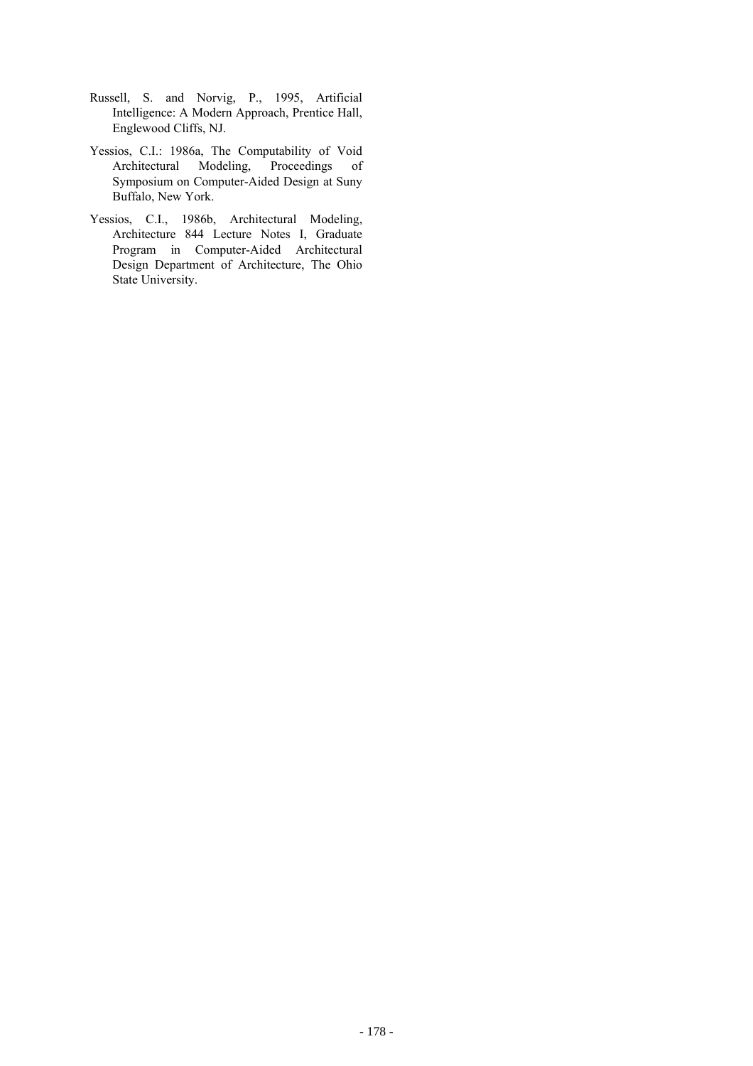Russell, S. and Norvig, P., 1995, Artificial Intelligence: A Modern Approach, Prentice Hall, Englewood Cliffs, NJ.

Yessios, C.I.: 1986a, The Computability of Void Architectural Modeling, Proceedings of Symposium on Computer-Aided Design at Suny Buffalo, New York.

Yessios, C.I., 1986b, Architectural Modeling, Architecture 844 Lecture Notes I, Graduate Program in Computer-Aided Architectural Design Department of Architecture, The Ohio State University.